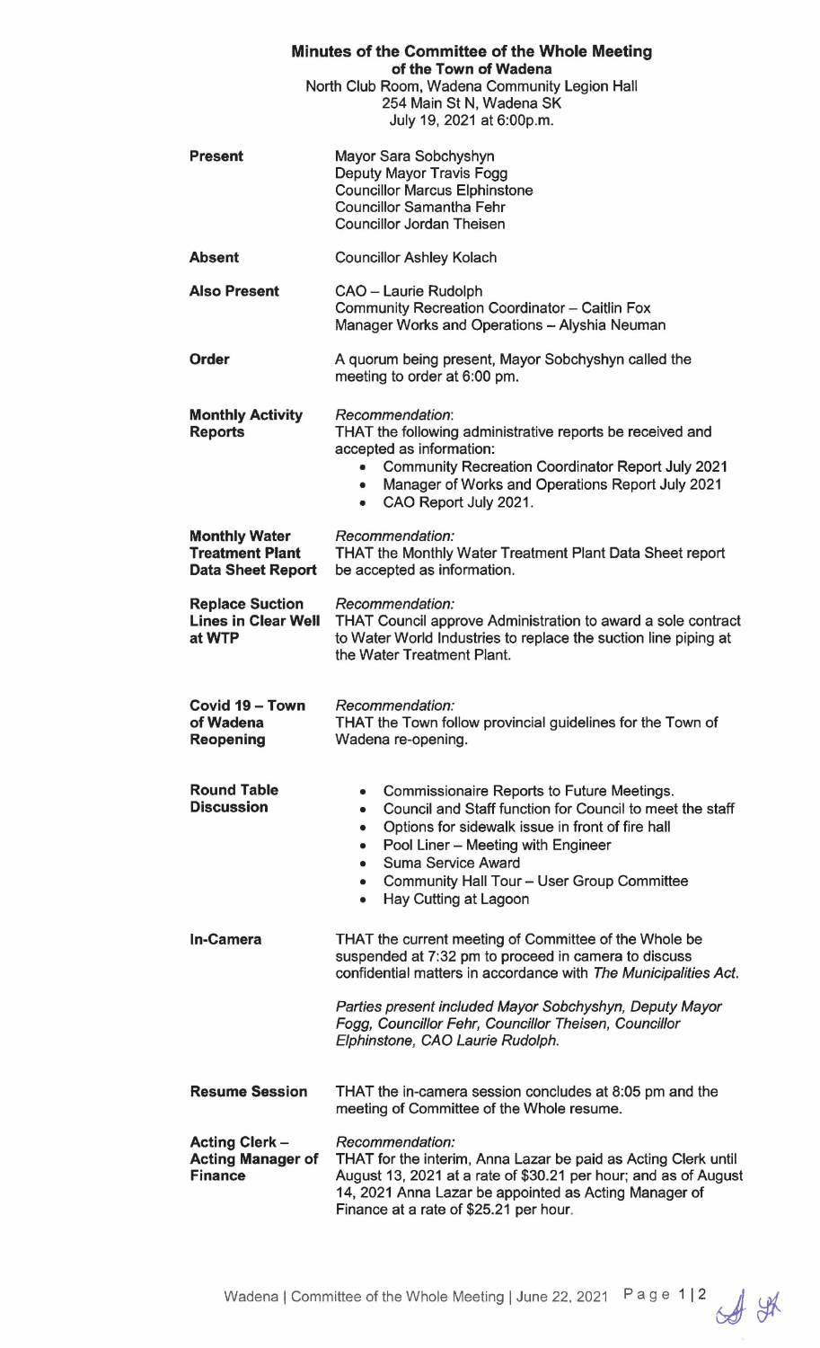# Minutes of the Committee of the Whole Meeting

## of the Town of Wadena

North Club Room, Wadena Community Legion Hall
254 Main St N, Wadena SK
July 19, 2021 at 6:00p.m.

**Present**
Mayor Sara Sobchyshyn
Deputy Mayor Travis Fogg
Councillor Marcus Elphinstone
Councillor Samantha Fehr
Councillor Jordan Theisen

**Absent**
Councillor Ashley Kolach

**Also Present**
CAO – Laurie Rudolph
Community Recreation Coordinator – Caitlin Fox
Manager Works and Operations – Alyshia Neuman

**Order**
A quorum being present, Mayor Sobchyshyn called the meeting to order at 6:00 pm.

**Monthly Activity Reports**
*Recommendation*:
THAT the following administrative reports be received and accepted as information:

- Community Recreation Coordinator Report July 2021
- Manager of Works and Operations Report July 2021
- CAO Report July 2021.

**Monthly Water Treatment Plant Data Sheet Report**
*Recommendation:*
THAT the Monthly Water Treatment Plant Data Sheet report be accepted as information.

**Replace Suction Lines in Clear Well at WTP**
*Recommendation:*
THAT Council approve Administration to award a sole contract to Water World Industries to replace the suction line piping at the Water Treatment Plant.

**Covid 19 – Town of Wadena Reopening**
*Recommendation:*
THAT the Town follow provincial guidelines for the Town of Wadena re-opening.

**Round Table Discussion**

- Commissionaire Reports to Future Meetings.
- Council and Staff function for Council to meet the staff
- Options for sidewalk issue in front of fire hall
- Pool Liner – Meeting with Engineer
- Suma Service Award
- Community Hall Tour – User Group Committee
- Hay Cutting at Lagoon

**In-Camera**
THAT the current meeting of Committee of the Whole be suspended at 7:32 pm to proceed in camera to discuss confidential matters in accordance with *The Municipalities Act*.

*Parties present included Mayor Sobchyshyn, Deputy Mayor Fogg, Councillor Fehr, Councillor Theisen, Councillor Elphinstone, CAO Laurie Rudolph.*

**Resume Session**
THAT the in-camera session concludes at 8:05 pm and the meeting of Committee of the Whole resume.

**Acting Clerk – Acting Manager of Finance**
*Recommendation:*
THAT for the interim, Anna Lazar be paid as Acting Clerk until August 13, 2021 at a rate of $30.21 per hour; and as of August 14, 2021 Anna Lazar be appointed as Acting Manager of Finance at a rate of $25.21 per hour.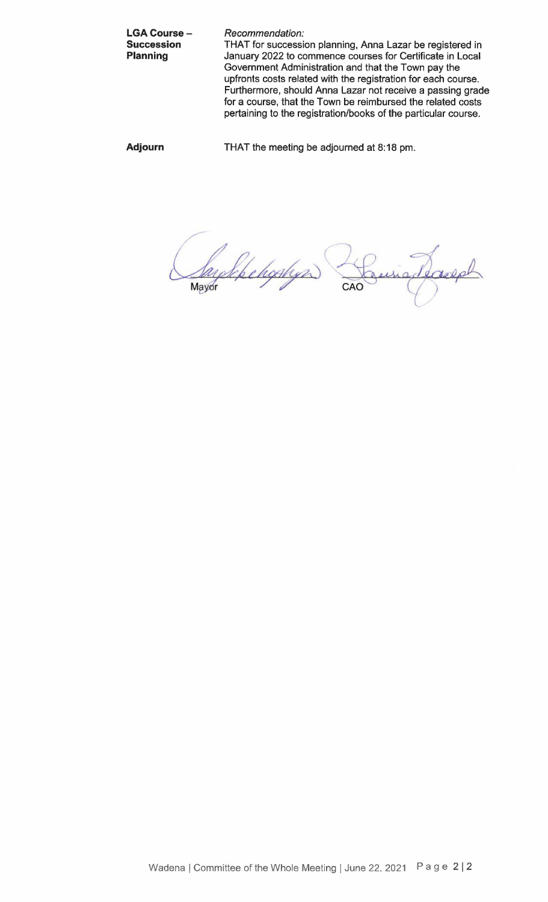**LGA Course – Succession Planning**

*Recommendation:*

THAT for succession planning, Anna Lazar be registered in January 2022 to commence courses for Certificate in Local Government Administration and that the Town pay the upfronts costs related with the registration for each course. Furthermore, should Anna Lazar not receive a passing grade for a course, that the Town be reimbursed the related costs pertaining to the registration/books of the particular course.

**Adjourn**

THAT the meeting be adjourned at 8:18 pm.

Mayor

CAO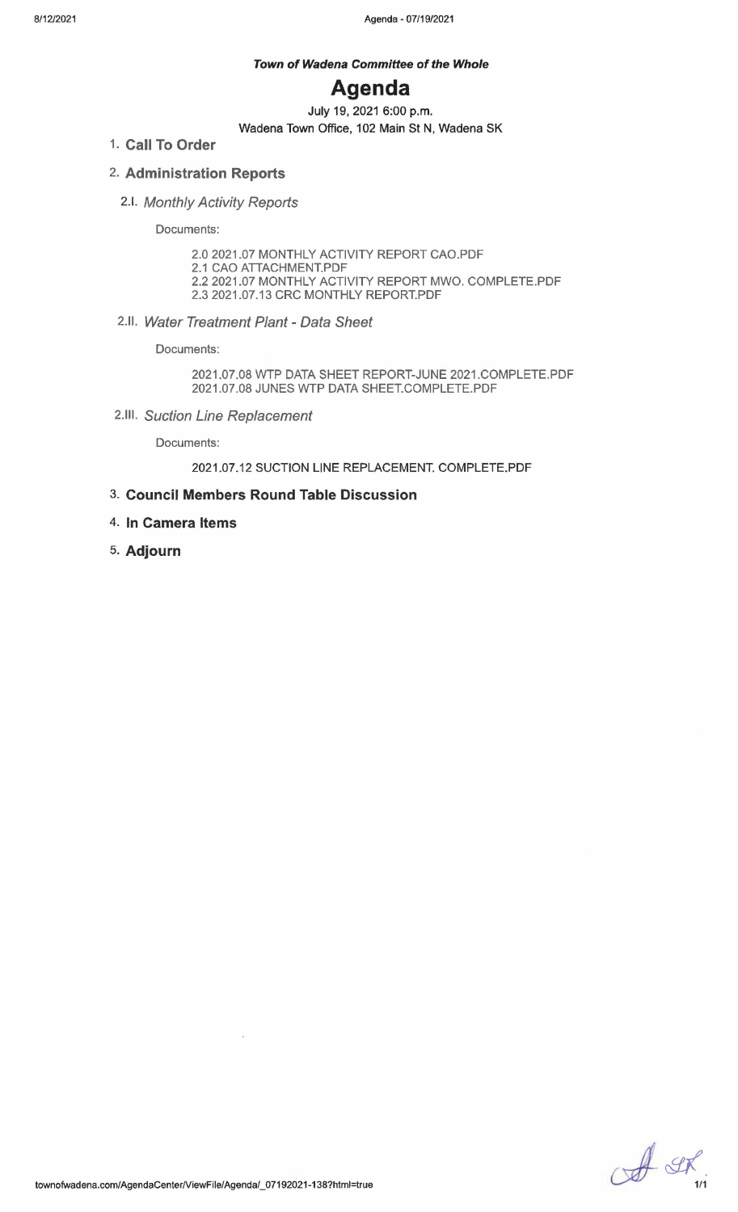***Town of Wadena Committee of the Whole***

# Agenda

July 19, 2021 6:00 p.m.

Wadena Town Office, 102 Main St N, Wadena SK

1. **Call To Order**
2. **Administration Reports**
   - 2.I. *Monthly Activity Reports*

     Documents:

     2.0 2021.07 MONTHLY ACTIVITY REPORT CAO.PDF
     2.1 CAO ATTACHMENT.PDF
     2.2 2021.07 MONTHLY ACTIVITY REPORT MWO. COMPLETE.PDF
     2.3 2021.07.13 CRC MONTHLY REPORT.PDF

   - 2.II. *Water Treatment Plant - Data Sheet*

     Documents:

     2021.07.08 WTP DATA SHEET REPORT-JUNE 2021.COMPLETE.PDF
     2021.07.08 JUNES WTP DATA SHEET.COMPLETE.PDF

   - 2.III. *Suction Line Replacement*

     Documents:

     2021.07.12 SUCTION LINE REPLACEMENT. COMPLETE.PDF

3. **Council Members Round Table Discussion**
4. **In Camera Items**
5. **Adjourn**